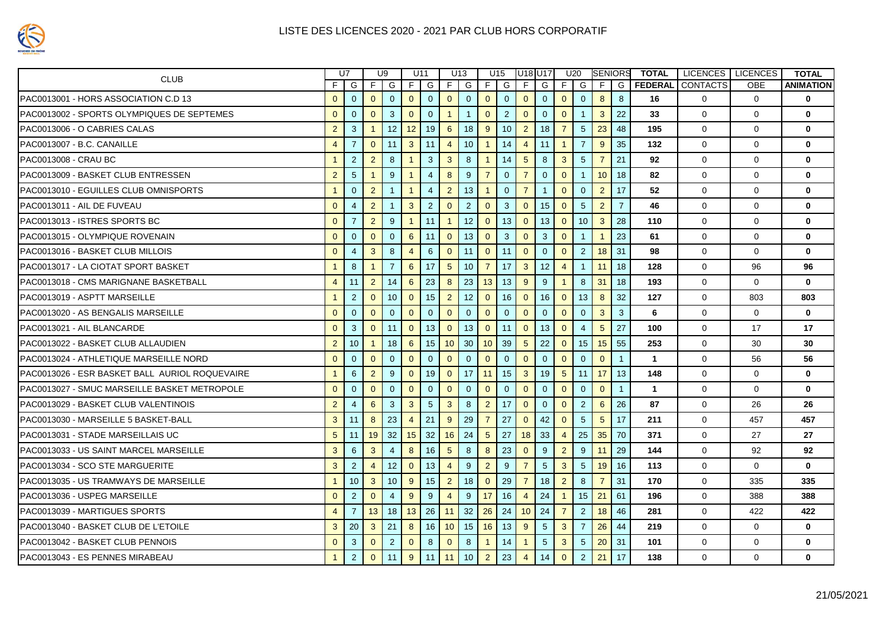# LISTE DES LICENCES 2020 - 2021 PAR CLUB HORS CORPORATIF

| CLUB | U7 | | U9 | | U11 | | U13 | | U15 | | U18 | U17 | U20 | | SENIORS | | TOTAL | LICENCES | LICENCES | TOTAL |
|---|---|---|---|---|---|---|---|---|---|---|---|---|---|---|---|---|---|---|---|---|
| | F | G | F | G | F | G | F | G | F | G | F | G | F | G | F | G | FEDERAL | CONTACTS | OBE | ANIMATION |
| PAC0013001 - HORS ASSOCIATION C.D 13 | 0 | 0 | 0 | 0 | 0 | 0 | 0 | 0 | 0 | 0 | 0 | 0 | 0 | 0 | 8 | 8 | 16 | 0 | 0 | 0 |
| PAC0013002 - SPORTS OLYMPIQUES DE SEPTEMES | 0 | 0 | 0 | 3 | 0 | 0 | 1 | 1 | 0 | 2 | 0 | 0 | 0 | 1 | 3 | 22 | 33 | 0 | 0 | 0 |
| PAC0013006 - O CABRIES CALAS | 2 | 3 | 1 | 12 | 12 | 19 | 6 | 18 | 9 | 10 | 2 | 18 | 7 | 5 | 23 | 48 | 195 | 0 | 0 | 0 |
| PAC0013007 - B.C. CANAILLE | 4 | 7 | 0 | 11 | 3 | 11 | 4 | 10 | 1 | 14 | 4 | 11 | 1 | 7 | 9 | 35 | 132 | 0 | 0 | 0 |
| PAC0013008 - CRAU BC | 1 | 2 | 2 | 8 | 1 | 3 | 3 | 8 | 1 | 14 | 5 | 8 | 3 | 5 | 7 | 21 | 92 | 0 | 0 | 0 |
| PAC0013009 - BASKET CLUB ENTRESSEN | 2 | 5 | 1 | 9 | 1 | 4 | 8 | 9 | 7 | 0 | 7 | 0 | 0 | 1 | 10 | 18 | 82 | 0 | 0 | 0 |
| PAC0013010 - EGUILLES CLUB OMNISPORTS | 1 | 0 | 2 | 1 | 1 | 4 | 2 | 13 | 1 | 0 | 7 | 1 | 0 | 0 | 2 | 17 | 52 | 0 | 0 | 0 |
| PAC0013011 - AIL DE FUVEAU | 0 | 4 | 2 | 1 | 3 | 2 | 0 | 2 | 0 | 3 | 0 | 15 | 0 | 5 | 2 | 7 | 46 | 0 | 0 | 0 |
| PAC0013013 - ISTRES SPORTS BC | 0 | 7 | 2 | 9 | 1 | 11 | 1 | 12 | 0 | 13 | 0 | 13 | 0 | 10 | 3 | 28 | 110 | 0 | 0 | 0 |
| PAC0013015 - OLYMPIQUE ROVENAIN | 0 | 0 | 0 | 0 | 6 | 11 | 0 | 13 | 0 | 3 | 0 | 3 | 0 | 1 | 1 | 23 | 61 | 0 | 0 | 0 |
| PAC0013016 - BASKET CLUB MILLOIS | 0 | 4 | 3 | 8 | 4 | 6 | 0 | 11 | 0 | 11 | 0 | 0 | 0 | 2 | 18 | 31 | 98 | 0 | 0 | 0 |
| PAC0013017 - LA CIOTAT SPORT BASKET | 1 | 8 | 1 | 7 | 6 | 17 | 5 | 10 | 7 | 17 | 3 | 12 | 4 | 1 | 11 | 18 | 128 | 0 | 96 | 96 |
| PAC0013018 - CMS MARIGNANE BASKETBALL | 4 | 11 | 2 | 14 | 6 | 23 | 8 | 23 | 13 | 13 | 9 | 9 | 1 | 8 | 31 | 18 | 193 | 0 | 0 | 0 |
| PAC0013019 - ASPTT MARSEILLE | 1 | 2 | 0 | 10 | 0 | 15 | 2 | 12 | 0 | 16 | 0 | 16 | 0 | 13 | 8 | 32 | 127 | 0 | 803 | 803 |
| PAC0013020 - AS BENGALIS MARSEILLE | 0 | 0 | 0 | 0 | 0 | 0 | 0 | 0 | 0 | 0 | 0 | 0 | 0 | 0 | 3 | 3 | 6 | 0 | 0 | 0 |
| PAC0013021 - AIL BLANCARDE | 0 | 3 | 0 | 11 | 0 | 13 | 0 | 13 | 0 | 11 | 0 | 13 | 0 | 4 | 5 | 27 | 100 | 0 | 17 | 17 |
| PAC0013022 - BASKET CLUB ALLAUDIEN | 2 | 10 | 1 | 18 | 6 | 15 | 10 | 30 | 10 | 39 | 5 | 22 | 0 | 15 | 15 | 55 | 253 | 0 | 30 | 30 |
| PAC0013024 - ATHLETIQUE MARSEILLE NORD | 0 | 0 | 0 | 0 | 0 | 0 | 0 | 0 | 0 | 0 | 0 | 0 | 0 | 0 | 0 | 1 | 1 | 0 | 56 | 56 |
| PAC0013026 - ESR BASKET BALL AURIOL ROQUEVAIRE | 1 | 6 | 2 | 9 | 0 | 19 | 0 | 17 | 11 | 15 | 3 | 19 | 5 | 11 | 17 | 13 | 148 | 0 | 0 | 0 |
| PAC0013027 - SMUC MARSEILLE BASKET METROPOLE | 0 | 0 | 0 | 0 | 0 | 0 | 0 | 0 | 0 | 0 | 0 | 0 | 0 | 0 | 0 | 1 | 1 | 0 | 0 | 0 |
| PAC0013029 - BASKET CLUB VALENTINOIS | 2 | 4 | 6 | 3 | 3 | 5 | 3 | 8 | 2 | 17 | 0 | 0 | 0 | 2 | 6 | 26 | 87 | 0 | 26 | 26 |
| PAC0013030 - MARSEILLE 5 BASKET-BALL | 3 | 11 | 8 | 23 | 4 | 21 | 9 | 29 | 7 | 27 | 0 | 42 | 0 | 5 | 5 | 17 | 211 | 0 | 457 | 457 |
| PAC0013031 - STADE MARSEILLAIS UC | 5 | 11 | 19 | 32 | 15 | 32 | 16 | 24 | 5 | 27 | 18 | 33 | 4 | 25 | 35 | 70 | 371 | 0 | 27 | 27 |
| PAC0013033 - US SAINT MARCEL MARSEILLE | 3 | 6 | 3 | 4 | 8 | 16 | 5 | 8 | 8 | 23 | 0 | 9 | 2 | 9 | 11 | 29 | 144 | 0 | 92 | 92 |
| PAC0013034 - SCO STE MARGUERITE | 3 | 2 | 4 | 12 | 0 | 13 | 4 | 9 | 2 | 9 | 7 | 5 | 3 | 5 | 19 | 16 | 113 | 0 | 0 | 0 |
| PAC0013035 - US TRAMWAYS DE MARSEILLE | 1 | 10 | 3 | 10 | 9 | 15 | 2 | 18 | 0 | 29 | 7 | 18 | 2 | 8 | 7 | 31 | 170 | 0 | 335 | 335 |
| PAC0013036 - USPEG MARSEILLE | 0 | 2 | 0 | 4 | 9 | 9 | 4 | 9 | 17 | 16 | 4 | 24 | 1 | 15 | 21 | 61 | 196 | 0 | 388 | 388 |
| PAC0013039 - MARTIGUES SPORTS | 4 | 7 | 13 | 18 | 13 | 26 | 11 | 32 | 26 | 24 | 10 | 24 | 7 | 2 | 18 | 46 | 281 | 0 | 422 | 422 |
| PAC0013040 - BASKET CLUB DE L'ETOILE | 3 | 20 | 3 | 21 | 8 | 16 | 10 | 15 | 16 | 13 | 9 | 5 | 3 | 7 | 26 | 44 | 219 | 0 | 0 | 0 |
| PAC0013042 - BASKET CLUB PENNOIS | 0 | 3 | 0 | 2 | 0 | 8 | 0 | 8 | 1 | 14 | 1 | 5 | 3 | 5 | 20 | 31 | 101 | 0 | 0 | 0 |
| PAC0013043 - ES PENNES MIRABEAU | 1 | 2 | 0 | 11 | 9 | 11 | 11 | 10 | 2 | 23 | 4 | 14 | 0 | 2 | 21 | 17 | 138 | 0 | 0 | 0 |

21/05/2021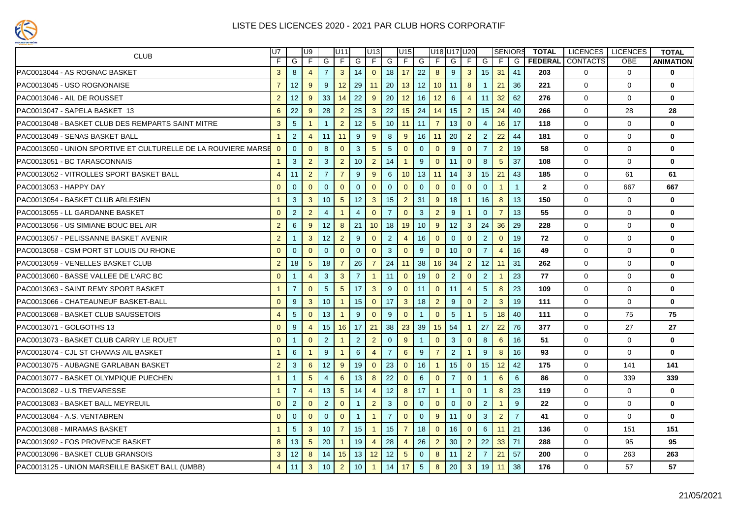# LISTE DES LICENCES 2020 - 2021 PAR CLUB HORS CORPORATIF

| CLUB | U7 | | U9 | | U11 | | U13 | | U15 | | U18 U17 U20 | | | | SENIORS | | TOTAL | LICENCES | LICENCES | TOTAL |
|---|---|---|---|---|---|---|---|---|---|---|---|---|---|---|---|---|---|---|---|---|
| | F | G | F | G | F | G | F | G | F | G | F | G | F | G | F | G | FEDERAL | CONTACTS | OBE | ANIMATION |
| PAC0013044 - AS ROGNAC BASKET | 3 | 8 | 4 | 7 | 3 | 14 | 0 | 18 | 17 | 22 | 8 | 9 | 3 | 15 | 31 | 41 | 203 | 0 | 0 | 0 |
| PAC0013045 - USO ROGNONAISE | 7 | 12 | 9 | 9 | 12 | 29 | 11 | 20 | 13 | 12 | 10 | 11 | 8 | 1 | 21 | 36 | 221 | 0 | 0 | 0 |
| PAC0013046 - AIL DE ROUSSET | 2 | 12 | 9 | 33 | 14 | 22 | 9 | 20 | 12 | 16 | 12 | 6 | 4 | 11 | 32 | 62 | 276 | 0 | 0 | 0 |
| PAC0013047 - SAPELA BASKET 13 | 6 | 22 | 9 | 28 | 2 | 25 | 3 | 22 | 15 | 24 | 14 | 15 | 2 | 15 | 24 | 40 | 266 | 0 | 28 | 28 |
| PAC0013048 - BASKET CLUB DES REMPARTS SAINT MITRE | 3 | 5 | 1 | 1 | 2 | 12 | 5 | 10 | 11 | 11 | 7 | 13 | 0 | 4 | 16 | 17 | 118 | 0 | 0 | 0 |
| PAC0013049 - SENAS BASKET BALL | 1 | 2 | 4 | 11 | 11 | 9 | 9 | 8 | 9 | 16 | 11 | 20 | 2 | 2 | 22 | 44 | 181 | 0 | 0 | 0 |
| PAC0013050 - UNION SPORTIVE ET CULTURELLE DE LA ROUVIERE MARSE | 0 | 0 | 0 | 8 | 0 | 3 | 5 | 5 | 0 | 0 | 0 | 9 | 0 | 7 | 2 | 19 | 58 | 0 | 0 | 0 |
| PAC0013051 - BC TARASCONNAIS | 1 | 3 | 2 | 3 | 2 | 10 | 2 | 14 | 1 | 9 | 0 | 11 | 0 | 8 | 5 | 37 | 108 | 0 | 0 | 0 |
| PAC0013052 - VITROLLES SPORT BASKET BALL | 4 | 11 | 2 | 7 | 7 | 9 | 9 | 6 | 10 | 13 | 11 | 14 | 3 | 15 | 21 | 43 | 185 | 0 | 61 | 61 |
| PAC0013053 - HAPPY DAY | 0 | 0 | 0 | 0 | 0 | 0 | 0 | 0 | 0 | 0 | 0 | 0 | 0 | 0 | 1 | 1 | 2 | 0 | 667 | 667 |
| PAC0013054 - BASKET CLUB ARLESIEN | 1 | 3 | 3 | 10 | 5 | 12 | 3 | 15 | 2 | 31 | 9 | 18 | 1 | 16 | 8 | 13 | 150 | 0 | 0 | 0 |
| PAC0013055 - LL GARDANNE BASKET | 0 | 2 | 2 | 4 | 1 | 4 | 0 | 7 | 0 | 3 | 2 | 9 | 1 | 0 | 7 | 13 | 55 | 0 | 0 | 0 |
| PAC0013056 - US SIMIANE BOUC BEL AIR | 2 | 6 | 9 | 12 | 8 | 21 | 10 | 18 | 19 | 10 | 9 | 12 | 3 | 24 | 36 | 29 | 228 | 0 | 0 | 0 |
| PAC0013057 - PELISSANNE BASKET AVENIR | 2 | 1 | 3 | 12 | 2 | 9 | 0 | 2 | 4 | 16 | 0 | 0 | 0 | 2 | 0 | 19 | 72 | 0 | 0 | 0 |
| PAC0013058 - CSM PORT ST LOUIS DU RHONE | 0 | 0 | 0 | 0 | 0 | 0 | 0 | 3 | 0 | 9 | 0 | 10 | 0 | 7 | 4 | 16 | 49 | 0 | 0 | 0 |
| PAC0013059 - VENELLES BASKET CLUB | 2 | 18 | 5 | 18 | 7 | 26 | 7 | 24 | 11 | 38 | 16 | 34 | 2 | 12 | 11 | 31 | 262 | 0 | 0 | 0 |
| PAC0013060 - BASSE VALLEE DE L'ARC BC | 0 | 1 | 4 | 3 | 3 | 7 | 1 | 11 | 0 | 19 | 0 | 2 | 0 | 2 | 1 | 23 | 77 | 0 | 0 | 0 |
| PAC0013063 - SAINT REMY SPORT BASKET | 1 | 7 | 0 | 5 | 5 | 17 | 3 | 9 | 0 | 11 | 0 | 11 | 4 | 5 | 8 | 23 | 109 | 0 | 0 | 0 |
| PAC0013066 - CHATEAUNEUF BASKET-BALL | 0 | 9 | 3 | 10 | 1 | 15 | 0 | 17 | 3 | 18 | 2 | 9 | 0 | 2 | 3 | 19 | 111 | 0 | 0 | 0 |
| PAC0013068 - BASKET CLUB SAUSSETOIS | 4 | 5 | 0 | 13 | 1 | 9 | 0 | 9 | 0 | 1 | 0 | 5 | 1 | 5 | 18 | 40 | 111 | 0 | 75 | 75 |
| PAC0013071 - GOLGOTHS 13 | 0 | 9 | 4 | 15 | 16 | 17 | 21 | 38 | 23 | 39 | 15 | 54 | 1 | 27 | 22 | 76 | 377 | 0 | 27 | 27 |
| PAC0013073 - BASKET CLUB CARRY LE ROUET | 0 | 1 | 0 | 2 | 1 | 2 | 2 | 0 | 9 | 1 | 0 | 3 | 0 | 8 | 6 | 16 | 51 | 0 | 0 | 0 |
| PAC0013074 - CJL ST CHAMAS AIL BASKET | 1 | 6 | 1 | 9 | 1 | 6 | 4 | 7 | 6 | 9 | 7 | 2 | 1 | 9 | 8 | 16 | 93 | 0 | 0 | 0 |
| PAC0013075 - AUBAGNE GARLABAN BASKET | 2 | 3 | 6 | 12 | 9 | 19 | 0 | 23 | 0 | 16 | 1 | 15 | 0 | 15 | 12 | 42 | 175 | 0 | 141 | 141 |
| PAC0013077 - BASKET OLYMPIQUE PUECHEN | 1 | 1 | 5 | 4 | 6 | 13 | 8 | 22 | 0 | 6 | 0 | 7 | 0 | 1 | 6 | 6 | 86 | 0 | 339 | 339 |
| PAC0013082 - U.S TREVARESSE | 1 | 7 | 4 | 13 | 5 | 14 | 4 | 12 | 8 | 17 | 1 | 1 | 0 | 1 | 8 | 23 | 119 | 0 | 0 | 0 |
| PAC0013083 - BASKET BALL MEYREUIL | 0 | 2 | 0 | 2 | 0 | 1 | 2 | 3 | 0 | 0 | 0 | 0 | 0 | 2 | 1 | 9 | 22 | 0 | 0 | 0 |
| PAC0013084 - A.S. VENTABREN | 0 | 0 | 0 | 0 | 0 | 1 | 1 | 7 | 0 | 0 | 9 | 11 | 0 | 3 | 2 | 7 | 41 | 0 | 0 | 0 |
| PAC0013088 - MIRAMAS BASKET | 1 | 5 | 3 | 10 | 7 | 15 | 1 | 15 | 7 | 18 | 0 | 16 | 0 | 6 | 11 | 21 | 136 | 0 | 151 | 151 |
| PAC0013092 - FOS PROVENCE BASKET | 8 | 13 | 5 | 20 | 1 | 19 | 4 | 28 | 4 | 26 | 2 | 30 | 2 | 22 | 33 | 71 | 288 | 0 | 95 | 95 |
| PAC0013096 - BASKET CLUB GRANSOIS | 3 | 12 | 8 | 14 | 15 | 13 | 12 | 12 | 5 | 0 | 8 | 11 | 2 | 7 | 21 | 57 | 200 | 0 | 263 | 263 |
| PAC0013125 - UNION MARSEILLE BASKET BALL (UMBB) | 4 | 11 | 3 | 10 | 2 | 10 | 1 | 14 | 17 | 5 | 8 | 20 | 3 | 19 | 11 | 38 | 176 | 0 | 57 | 57 |

21/05/2021